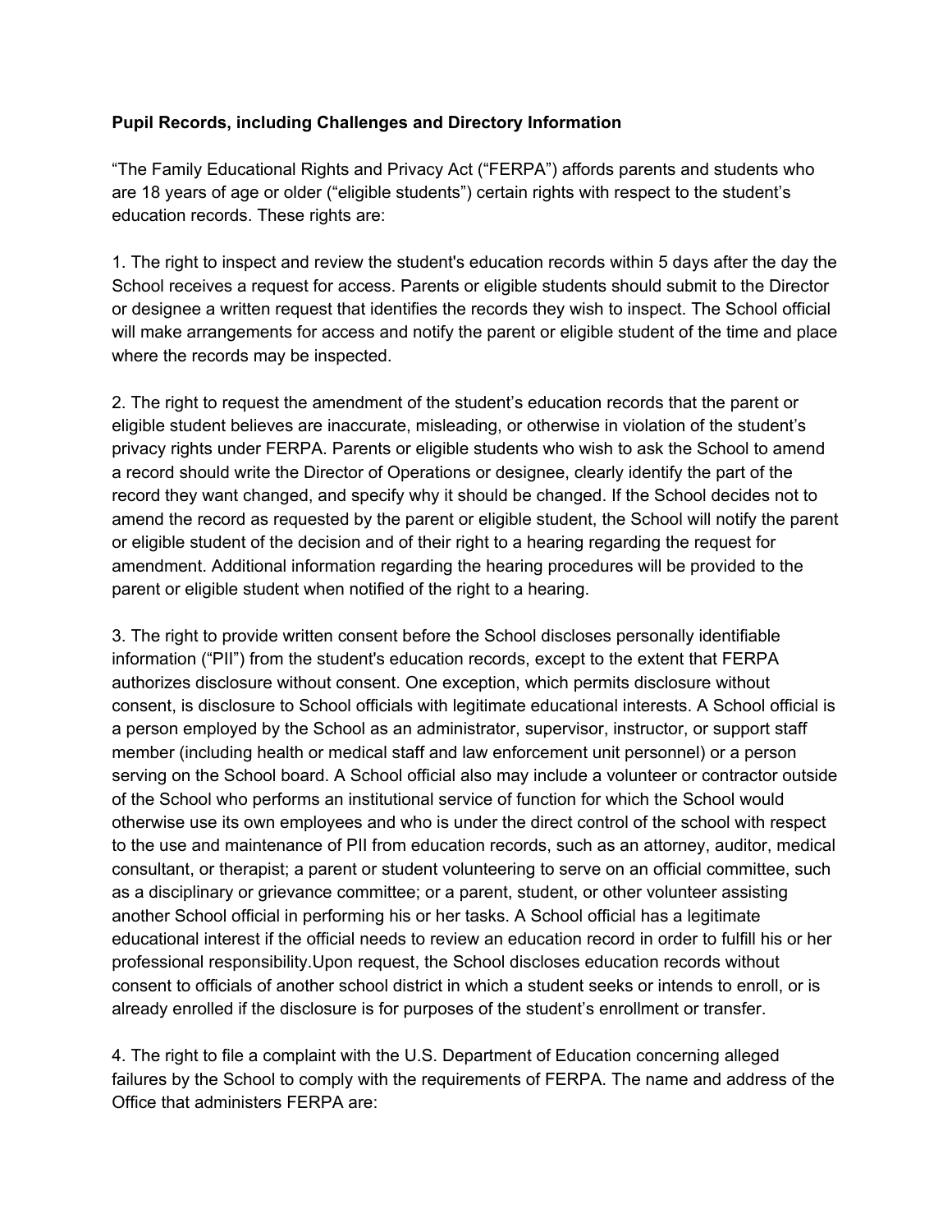**Pupil Records, including Challenges and Directory Information**

“The Family Educational Rights and Privacy Act (“FERPA”) affords parents and students who are 18 years of age or older (“eligible students”) certain rights with respect to the student’s education records. These rights are:

1. The right to inspect and review the student's education records within 5 days after the day the School receives a request for access. Parents or eligible students should submit to the Director or designee a written request that identifies the records they wish to inspect. The School official will make arrangements for access and notify the parent or eligible student of the time and place where the records may be inspected.

2. The right to request the amendment of the student’s education records that the parent or eligible student believes are inaccurate, misleading, or otherwise in violation of the student’s privacy rights under FERPA. Parents or eligible students who wish to ask the School to amend a record should write the Director of Operations or designee, clearly identify the part of the record they want changed, and specify why it should be changed. If the School decides not to amend the record as requested by the parent or eligible student, the School will notify the parent or eligible student of the decision and of their right to a hearing regarding the request for amendment. Additional information regarding the hearing procedures will be provided to the parent or eligible student when notified of the right to a hearing.

3. The right to provide written consent before the School discloses personally identifiable information (“PII”) from the student's education records, except to the extent that FERPA authorizes disclosure without consent. One exception, which permits disclosure without consent, is disclosure to School officials with legitimate educational interests. A School official is a person employed by the School as an administrator, supervisor, instructor, or support staff member (including health or medical staff and law enforcement unit personnel) or a person serving on the School board. A School official also may include a volunteer or contractor outside of the School who performs an institutional service of function for which the School would otherwise use its own employees and who is under the direct control of the school with respect to the use and maintenance of PII from education records, such as an attorney, auditor, medical consultant, or therapist; a parent or student volunteering to serve on an official committee, such as a disciplinary or grievance committee; or a parent, student, or other volunteer assisting another School official in performing his or her tasks. A School official has a legitimate educational interest if the official needs to review an education record in order to fulfill his or her professional responsibility.Upon request, the School discloses education records without consent to officials of another school district in which a student seeks or intends to enroll, or is already enrolled if the disclosure is for purposes of the student’s enrollment or transfer.

4. The right to file a complaint with the U.S. Department of Education concerning alleged failures by the School to comply with the requirements of FERPA. The name and address of the Office that administers FERPA are: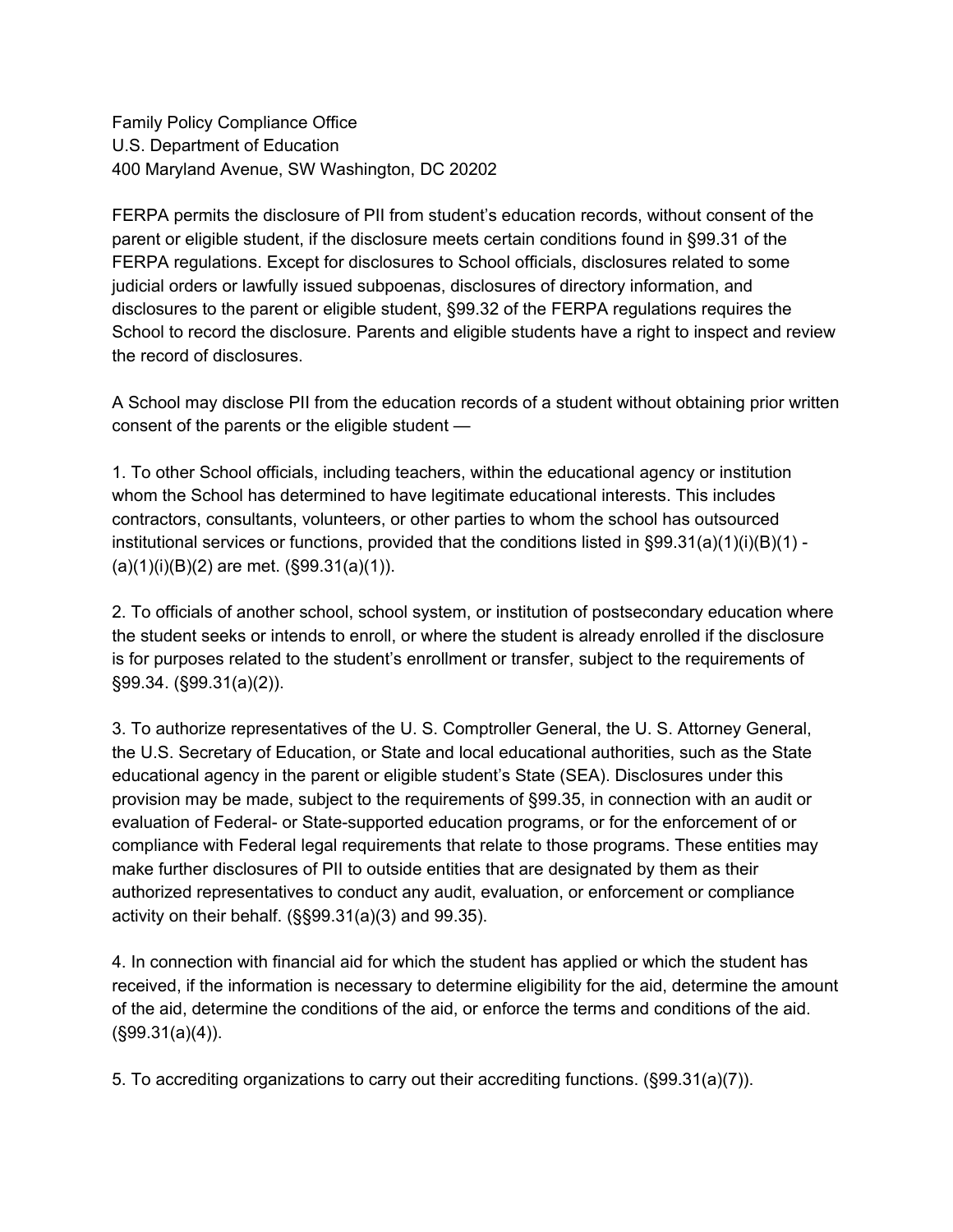Family Policy Compliance Office
U.S. Department of Education
400 Maryland Avenue, SW Washington, DC 20202

FERPA permits the disclosure of PII from student's education records, without consent of the parent or eligible student, if the disclosure meets certain conditions found in §99.31 of the FERPA regulations. Except for disclosures to School officials, disclosures related to some judicial orders or lawfully issued subpoenas, disclosures of directory information, and disclosures to the parent or eligible student, §99.32 of the FERPA regulations requires the School to record the disclosure. Parents and eligible students have a right to inspect and review the record of disclosures.

A School may disclose PII from the education records of a student without obtaining prior written consent of the parents or the eligible student —

1. To other School officials, including teachers, within the educational agency or institution whom the School has determined to have legitimate educational interests. This includes contractors, consultants, volunteers, or other parties to whom the school has outsourced institutional services or functions, provided that the conditions listed in §99.31(a)(1)(i)(B)(1) - (a)(1)(i)(B)(2) are met. (§99.31(a)(1)).

2. To officials of another school, school system, or institution of postsecondary education where the student seeks or intends to enroll, or where the student is already enrolled if the disclosure is for purposes related to the student's enrollment or transfer, subject to the requirements of §99.34. (§99.31(a)(2)).

3. To authorize representatives of the U. S. Comptroller General, the U. S. Attorney General, the U.S. Secretary of Education, or State and local educational authorities, such as the State educational agency in the parent or eligible student's State (SEA). Disclosures under this provision may be made, subject to the requirements of §99.35, in connection with an audit or evaluation of Federal- or State-supported education programs, or for the enforcement of or compliance with Federal legal requirements that relate to those programs. These entities may make further disclosures of PII to outside entities that are designated by them as their authorized representatives to conduct any audit, evaluation, or enforcement or compliance activity on their behalf. (§§99.31(a)(3) and 99.35).

4. In connection with financial aid for which the student has applied or which the student has received, if the information is necessary to determine eligibility for the aid, determine the amount of the aid, determine the conditions of the aid, or enforce the terms and conditions of the aid. (§99.31(a)(4)).

5. To accrediting organizations to carry out their accrediting functions. (§99.31(a)(7)).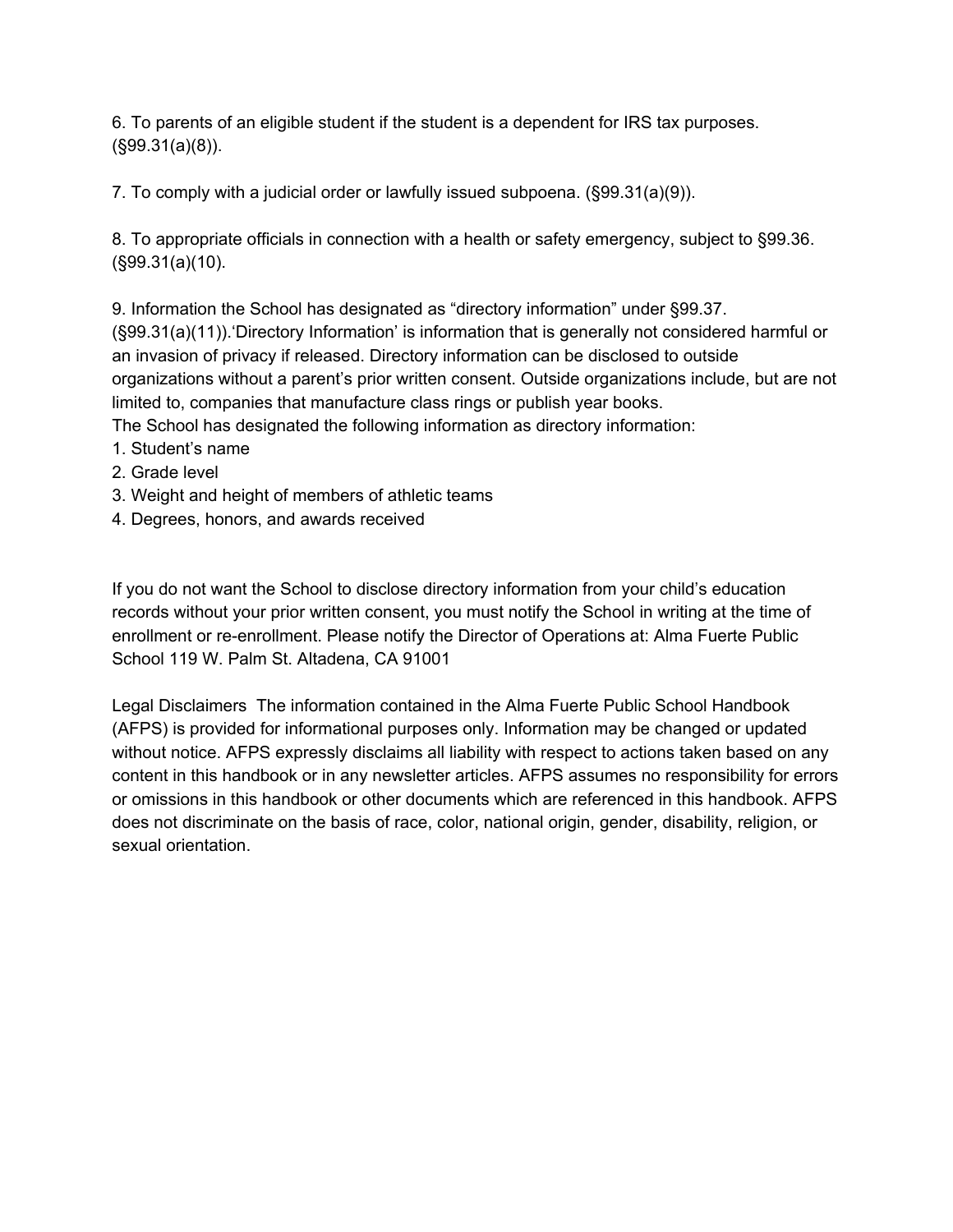6. To parents of an eligible student if the student is a dependent for IRS tax purposes. (§99.31(a)(8)).

7. To comply with a judicial order or lawfully issued subpoena. (§99.31(a)(9)).

8. To appropriate officials in connection with a health or safety emergency, subject to §99.36. (§99.31(a)(10).

9. Information the School has designated as "directory information" under §99.37. (§99.31(a)(11)).'Directory Information' is information that is generally not considered harmful or an invasion of privacy if released. Directory information can be disclosed to outside organizations without a parent's prior written consent. Outside organizations include, but are not limited to, companies that manufacture class rings or publish year books.
The School has designated the following information as directory information:
1. Student's name
2. Grade level
3. Weight and height of members of athletic teams
4. Degrees, honors, and awards received

If you do not want the School to disclose directory information from your child's education records without your prior written consent, you must notify the School in writing at the time of enrollment or re-enrollment. Please notify the Director of Operations at: Alma Fuerte Public School 119 W. Palm St. Altadena, CA 91001

Legal Disclaimers The information contained in the Alma Fuerte Public School Handbook (AFPS) is provided for informational purposes only. Information may be changed or updated without notice. AFPS expressly disclaims all liability with respect to actions taken based on any content in this handbook or in any newsletter articles. AFPS assumes no responsibility for errors or omissions in this handbook or other documents which are referenced in this handbook. AFPS does not discriminate on the basis of race, color, national origin, gender, disability, religion, or sexual orientation.